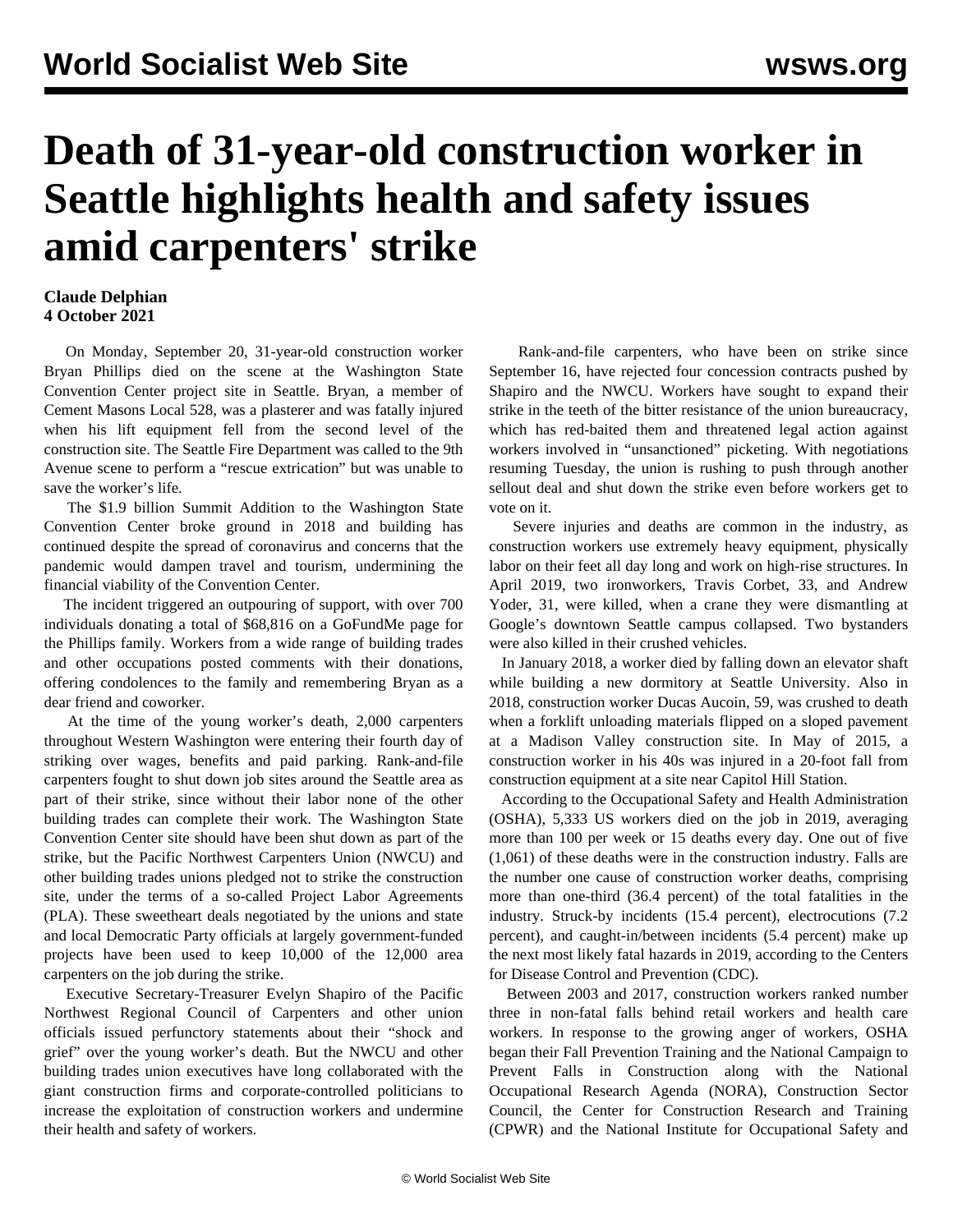# Death of 31-year-old construction worker in Seattle highlights health and safety issues amid carpenters' strike

**Claude Delphian**
**4 October 2021**

On Monday, September 20, 31-year-old construction worker Bryan Phillips died on the scene at the Washington State Convention Center project site in Seattle. Bryan, a member of Cement Masons Local 528, was a plasterer and was fatally injured when his lift equipment fell from the second level of the construction site. The Seattle Fire Department was called to the 9th Avenue scene to perform a "rescue extrication" but was unable to save the worker's life.

The $1.9 billion Summit Addition to the Washington State Convention Center broke ground in 2018 and building has continued despite the spread of coronavirus and concerns that the pandemic would dampen travel and tourism, undermining the financial viability of the Convention Center.

The incident triggered an outpouring of support, with over 700 individuals donating a total of $68,816 on a GoFundMe page for the Phillips family. Workers from a wide range of building trades and other occupations posted comments with their donations, offering condolences to the family and remembering Bryan as a dear friend and coworker.

At the time of the young worker's death, 2,000 carpenters throughout Western Washington were entering their fourth day of striking over wages, benefits and paid parking. Rank-and-file carpenters fought to shut down job sites around the Seattle area as part of their strike, since without their labor none of the other building trades can complete their work. The Washington State Convention Center site should have been shut down as part of the strike, but the Pacific Northwest Carpenters Union (NWCU) and other building trades unions pledged not to strike the construction site, under the terms of a so-called Project Labor Agreements (PLA). These sweetheart deals negotiated by the unions and state and local Democratic Party officials at largely government-funded projects have been used to keep 10,000 of the 12,000 area carpenters on the job during the strike.

Executive Secretary-Treasurer Evelyn Shapiro of the Pacific Northwest Regional Council of Carpenters and other union officials issued perfunctory statements about their "shock and grief" over the young worker's death. But the NWCU and other building trades union executives have long collaborated with the giant construction firms and corporate-controlled politicians to increase the exploitation of construction workers and undermine their health and safety of workers.

Rank-and-file carpenters, who have been on strike since September 16, have rejected four concession contracts pushed by Shapiro and the NWCU. Workers have sought to expand their strike in the teeth of the bitter resistance of the union bureaucracy, which has red-baited them and threatened legal action against workers involved in "unsanctioned" picketing. With negotiations resuming Tuesday, the union is rushing to push through another sellout deal and shut down the strike even before workers get to vote on it.

Severe injuries and deaths are common in the industry, as construction workers use extremely heavy equipment, physically labor on their feet all day long and work on high-rise structures. In April 2019, two ironworkers, Travis Corbet, 33, and Andrew Yoder, 31, were killed, when a crane they were dismantling at Google's downtown Seattle campus collapsed. Two bystanders were also killed in their crushed vehicles.

In January 2018, a worker died by falling down an elevator shaft while building a new dormitory at Seattle University. Also in 2018, construction worker Ducas Aucoin, 59, was crushed to death when a forklift unloading materials flipped on a sloped pavement at a Madison Valley construction site. In May of 2015, a construction worker in his 40s was injured in a 20-foot fall from construction equipment at a site near Capitol Hill Station.

According to the Occupational Safety and Health Administration (OSHA), 5,333 US workers died on the job in 2019, averaging more than 100 per week or 15 deaths every day. One out of five (1,061) of these deaths were in the construction industry. Falls are the number one cause of construction worker deaths, comprising more than one-third (36.4 percent) of the total fatalities in the industry. Struck-by incidents (15.4 percent), electrocutions (7.2 percent), and caught-in/between incidents (5.4 percent) make up the next most likely fatal hazards in 2019, according to the Centers for Disease Control and Prevention (CDC).

Between 2003 and 2017, construction workers ranked number three in non-fatal falls behind retail workers and health care workers. In response to the growing anger of workers, OSHA began their Fall Prevention Training and the National Campaign to Prevent Falls in Construction along with the National Occupational Research Agenda (NORA), Construction Sector Council, the Center for Construction Research and Training (CPWR) and the National Institute for Occupational Safety and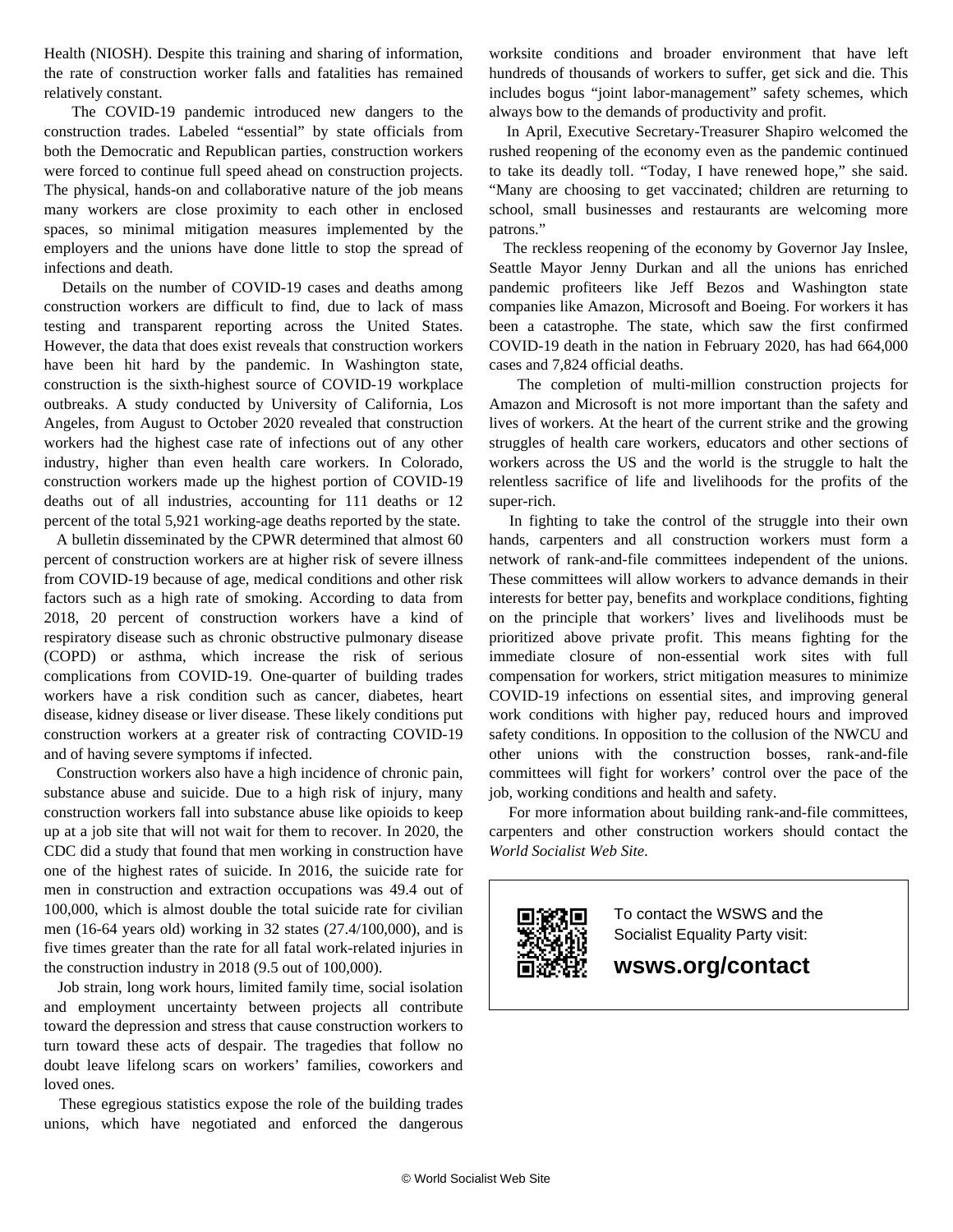Health (NIOSH). Despite this training and sharing of information, the rate of construction worker falls and fatalities has remained relatively constant.

The COVID-19 pandemic introduced new dangers to the construction trades. Labeled “essential” by state officials from both the Democratic and Republican parties, construction workers were forced to continue full speed ahead on construction projects. The physical, hands-on and collaborative nature of the job means many workers are close proximity to each other in enclosed spaces, so minimal mitigation measures implemented by the employers and the unions have done little to stop the spread of infections and death.

Details on the number of COVID-19 cases and deaths among construction workers are difficult to find, due to lack of mass testing and transparent reporting across the United States. However, the data that does exist reveals that construction workers have been hit hard by the pandemic. In Washington state, construction is the sixth-highest source of COVID-19 workplace outbreaks. A study conducted by University of California, Los Angeles, from August to October 2020 revealed that construction workers had the highest case rate of infections out of any other industry, higher than even health care workers. In Colorado, construction workers made up the highest portion of COVID-19 deaths out of all industries, accounting for 111 deaths or 12 percent of the total 5,921 working-age deaths reported by the state.

A bulletin disseminated by the CPWR determined that almost 60 percent of construction workers are at higher risk of severe illness from COVID-19 because of age, medical conditions and other risk factors such as a high rate of smoking. According to data from 2018, 20 percent of construction workers have a kind of respiratory disease such as chronic obstructive pulmonary disease (COPD) or asthma, which increase the risk of serious complications from COVID-19. One-quarter of building trades workers have a risk condition such as cancer, diabetes, heart disease, kidney disease or liver disease. These likely conditions put construction workers at a greater risk of contracting COVID-19 and of having severe symptoms if infected.

Construction workers also have a high incidence of chronic pain, substance abuse and suicide. Due to a high risk of injury, many construction workers fall into substance abuse like opioids to keep up at a job site that will not wait for them to recover. In 2020, the CDC did a study that found that men working in construction have one of the highest rates of suicide. In 2016, the suicide rate for men in construction and extraction occupations was 49.4 out of 100,000, which is almost double the total suicide rate for civilian men (16-64 years old) working in 32 states (27.4/100,000), and is five times greater than the rate for all fatal work-related injuries in the construction industry in 2018 (9.5 out of 100,000).

Job strain, long work hours, limited family time, social isolation and employment uncertainty between projects all contribute toward the depression and stress that cause construction workers to turn toward these acts of despair. The tragedies that follow no doubt leave lifelong scars on workers’ families, coworkers and loved ones.

These egregious statistics expose the role of the building trades unions, which have negotiated and enforced the dangerous worksite conditions and broader environment that have left hundreds of thousands of workers to suffer, get sick and die. This includes bogus “joint labor-management” safety schemes, which always bow to the demands of productivity and profit.

In April, Executive Secretary-Treasurer Shapiro welcomed the rushed reopening of the economy even as the pandemic continued to take its deadly toll. “Today, I have renewed hope,” she said. “Many are choosing to get vaccinated; children are returning to school, small businesses and restaurants are welcoming more patrons.”

The reckless reopening of the economy by Governor Jay Inslee, Seattle Mayor Jenny Durkan and all the unions has enriched pandemic profiteers like Jeff Bezos and Washington state companies like Amazon, Microsoft and Boeing. For workers it has been a catastrophe. The state, which saw the first confirmed COVID-19 death in the nation in February 2020, has had 664,000 cases and 7,824 official deaths.

The completion of multi-million construction projects for Amazon and Microsoft is not more important than the safety and lives of workers. At the heart of the current strike and the growing struggles of health care workers, educators and other sections of workers across the US and the world is the struggle to halt the relentless sacrifice of life and livelihoods for the profits of the super-rich.

In fighting to take the control of the struggle into their own hands, carpenters and all construction workers must form a network of rank-and-file committees independent of the unions. These committees will allow workers to advance demands in their interests for better pay, benefits and workplace conditions, fighting on the principle that workers’ lives and livelihoods must be prioritized above private profit. This means fighting for the immediate closure of non-essential work sites with full compensation for workers, strict mitigation measures to minimize COVID-19 infections on essential sites, and improving general work conditions with higher pay, reduced hours and improved safety conditions. In opposition to the collusion of the NWCU and other unions with the construction bosses, rank-and-file committees will fight for workers’ control over the pace of the job, working conditions and health and safety.

For more information about building rank-and-file committees, carpenters and other construction workers should contact the *World Socialist Web Site*.

To contact the WSWS and the Socialist Equality Party visit:

**wsws.org/contact**